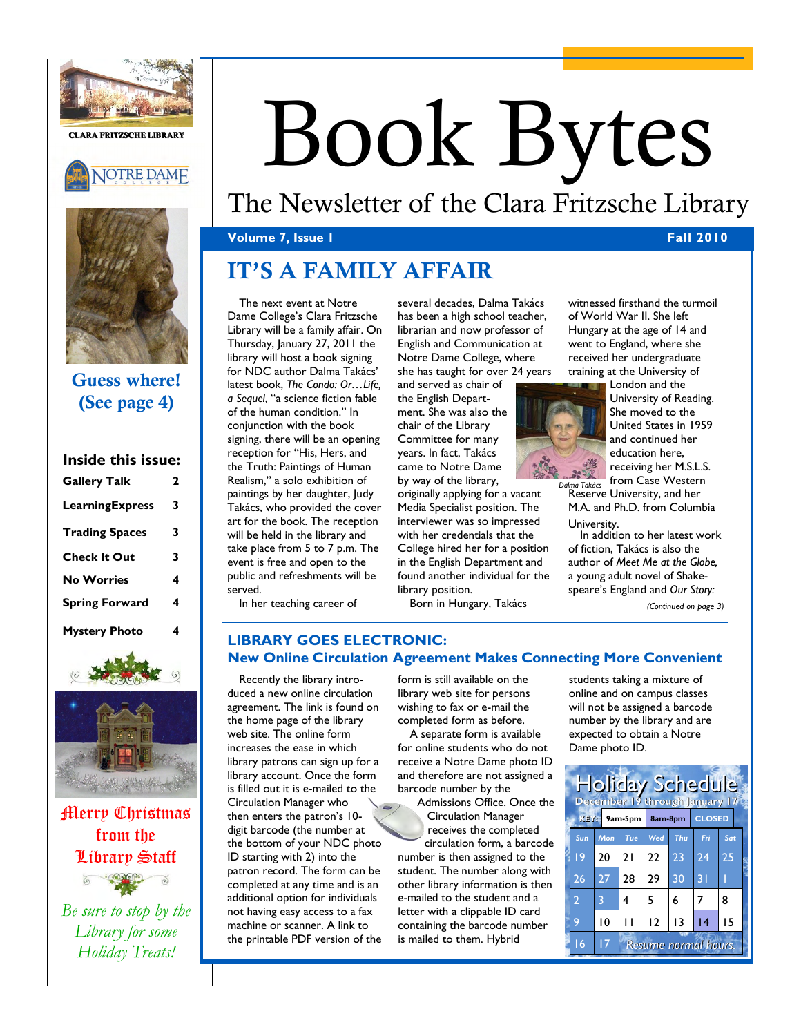# Book Bytes

## The Newsletter of the Clara Fritzsche Library

**Volume 7, Issue 1** **Fall 2010**

CLARA FRITZSCHE LIBRARY

NOTRE DAME COLLEGE

**Guess where! (See page 4)**

**Inside this issue:**

| | |
|---|---|
| Gallery Talk | 2 |
| LearningExpress | 3 |
| Trading Spaces | 3 |
| Check It Out | 3 |
| No Worries | 4 |
| Spring Forward | 4 |
| Mystery Photo | 4 |

Merry Christmas from the Library Staff

*Be sure to stop by the Library for some Holiday Treats!*

## IT'S A FAMILY AFFAIR

The next event at Notre Dame College's Clara Fritzsche Library will be a family affair. On Thursday, January 27, 2011 the library will host a book signing for NDC author Dalma Takács' latest book, *The Condo: Or…Life, a Sequel*, "a science fiction fable of the human condition." In conjunction with the book signing, there will be an opening reception for "His, Hers, and the Truth: Paintings of Human Realism," a solo exhibition of paintings by her daughter, Judy Takács, who provided the cover art for the book. The reception will be held in the library and take place from 5 to 7 p.m. The event is free and open to the public and refreshments will be served.

In her teaching career of several decades, Dalma Takács has been a high school teacher, librarian and now professor of English and Communication at Notre Dame College, where she has taught for over 24 years and served as chair of the English Department. She was also the chair of the Library Committee for many years. In fact, Takács came to Notre Dame by way of the library, originally applying for a vacant Media Specialist position. The interviewer was so impressed with her credentials that the College hired her for a position in the English Department and found another individual for the library position.

Born in Hungary, Takács witnessed firsthand the turmoil of World War II. She left Hungary at the age of 14 and went to England, where she received her undergraduate training at the University of London and the University of Reading. She moved to the United States in 1959 and continued her education here, receiving her M.S.L.S. from Case Western Reserve University, and her M.A. and Ph.D. from Columbia University.

*Dalma Takács*

In addition to her latest work of fiction, Takács is also the author of *Meet Me at the Globe,* a young adult novel of Shakespeare's England and *Our Story:*

*(Continued on page 3)*

## LIBRARY GOES ELECTRONIC:
### New Online Circulation Agreement Makes Connecting More Convenient

Recently the library introduced a new online circulation agreement. The link is found on the home page of the library web site. The online form increases the ease in which library patrons can sign up for a library account. Once the form is filled out it is e-mailed to the Circulation Manager who then enters the patron's 10-digit barcode (the number at the bottom of your NDC photo ID starting with 2) into the patron record. The form can be completed at any time and is an additional option for individuals not having easy access to a fax machine or scanner. A link to the printable PDF version of the form is still available on the library web site for persons wishing to fax or e-mail the completed form as before.

A separate form is available for online students who do not receive a Notre Dame photo ID and therefore are not assigned a barcode number by the Admissions Office. Once the Circulation Manager receives the completed circulation form, a barcode number is then assigned to the student. The number along with other library information is then e-mailed to the student and a letter with a clippable ID card containing the barcode number is mailed to them. Hybrid students taking a mixture of online and on campus classes will not be assigned a barcode number by the library and are expected to obtain a Notre Dame photo ID.

**Holiday Schedule**
December 19 through January 17

KEY: 9am-5pm | 8am-8pm | CLOSED

| Sun | Mon | Tue | Wed | Thu | Fri | Sat |
|---|---|---|---|---|---|---|
| 19 | 20 | 21 | 22 | 23 | 24 | 25 |
| 26 | 27 | 28 | 29 | 30 | 31 | 1 |
| 2 | 3 | 4 | 5 | 6 | 7 | 8 |
| 9 | 10 | 11 | 12 | 13 | 14 | 15 |
| 16 | 17 | Resume normal hours. | | | | |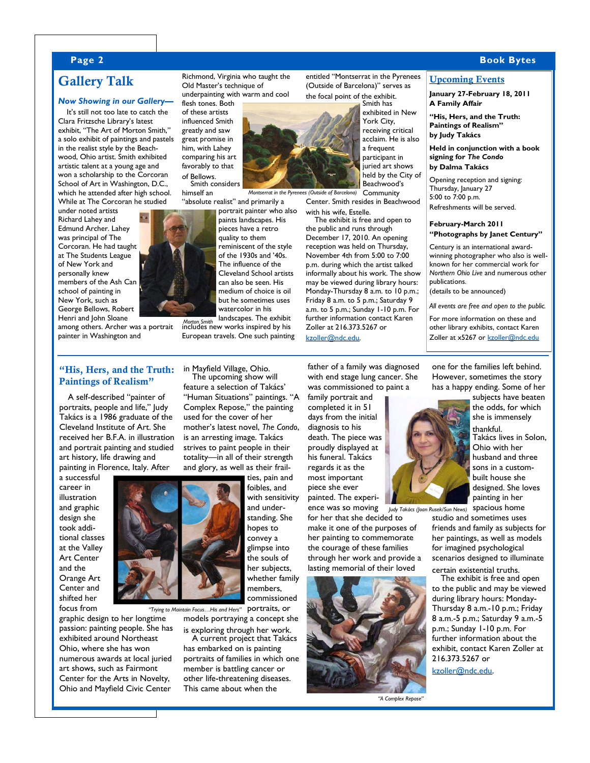## Gallery Talk

### *Now Showing in our Gallery—*

It's still not too late to catch the Clara Fritzsche Library's latest exhibit, "The Art of Morton Smith," a solo exhibit of paintings and pastels in the realist style by the Beachwood, Ohio artist. Smith exhibited artistic talent at a young age and won a scholarship to the Corcoran School of Art in Washington, D.C., which he attended after high school. While at The Corcoran he studied under noted artists Richard Lahey and Edmund Archer. Lahey was principal of The Corcoran. He had taught at The Students League of New York and personally knew members of the Ash Can school of painting in New York, such as George Bellows, Robert Henri and John Sloane among others. Archer was a portrait painter in Washington and Richmond, Virginia who taught the Old Master's technique of underpainting with warm and cool flesh tones. Both of these artists influenced Smith greatly and saw great promise in him, with Lahey comparing his art favorably to that of Bellows.

Smith considers himself an "absolute realist" and primarily a portrait painter who also paints landscapes. His pieces have a retro quality to them reminiscent of the style of the 1930s and '40s. The influence of the Cleveland School artists can also be seen. His medium of choice is oil but he sometimes uses watercolor in his landscapes. The exhibit includes new works inspired by his European travels. One such painting entitled "Montserrat in the Pyrenees (Outside of Barcelona)" serves as the focal point of the exhibit.

*Morton Smith*

*Montserrat in the Pyrenees (Outside of Barcelona)*

Smith has exhibited in New York City, receiving critical acclaim. He is also a frequent participant in juried art shows held by the City of Beachwood's Community Center. Smith resides in Beachwood with his wife, Estelle.

The exhibit is free and open to the public and runs through December 17, 2010. An opening reception was held on Thursday, November 4th from 5:00 to 7:00 p.m. during which the artist talked informally about his work. The show may be viewed during library hours: Monday-Thursday 8 a.m. to 10 p.m.; Friday 8 a.m. to 5 p.m.; Saturday 9 a.m. to 5 p.m.; Sunday 1-10 p.m. For further information contact Karen Zoller at 216.373.5267 or kzoller@ndc.edu.

## Upcoming Events

**January 27-February 18, 2011**
**A Family Affair**

**"His, Hers, and the Truth: Paintings of Realism" by Judy Takács**

**Held in conjunction with a book signing for *The Condo* by Dalma Takács**

Opening reception and signing:
Thursday, January 27
5:00 to 7:00 p.m.
Refreshments will be served.

**February-March 2011**
**"Photographs by Janet Century"**

Century is an international award-winning photographer who also is well-known for her commercial work for *Northern Ohio Live* and numerous other publications.
(details to be announced)

*All events are free and open to the public.*

For more information on these and other library exhibits, contact Karen Zoller at x5267 or kzoller@ndc.edu

## "His, Hers, and the Truth: Paintings of Realism"

A self-described "painter of portraits, people and life," Judy Takács is a 1986 graduate of the Cleveland Institute of Art. She received her B.F.A. in illustration and portrait painting and studied art history, life drawing and painting in Florence, Italy. After a successful career in illustration and graphic design she took additional classes at the Valley Art Center and the Orange Art Center and shifted her focus from graphic design to her longtime passion: painting people. She has exhibited around Northeast Ohio, where she has won numerous awards at local juried art shows, such as Fairmont Center for the Arts in Novelty, Ohio and Mayfield Civic Center in Mayfield Village, Ohio.

The upcoming show will feature a selection of Takács' "Human Situations" paintings. "A Complex Repose," the painting used for the cover of her mother's latest novel, *The Condo*, is an arresting image. Takács strives to paint people in their totality—in all of their strength and glory, as well as their frailties, pain and foibles, and with sensitivity and understanding. She hopes to convey a glimpse into the souls of her subjects, whether family members, commissioned portraits, or models portraying a concept she is exploring through her work.

*"Trying to Maintain Focus…His and Hers"*

A current project that Takács has embarked on is painting portraits of families in which one member is battling cancer or other life-threatening diseases. This came about when the father of a family was diagnosed with end stage lung cancer. She was commissioned to paint a family portrait and completed it in 51 days from the initial diagnosis to his death. The piece was proudly displayed at his funeral. Takács regards it as the most important piece she ever painted. The experience was so moving for her that she decided to make it one of the purposes of her painting to commemorate the courage of these families through her work and provide a lasting memorial of their loved one for the families left behind. However, sometimes the story has a happy ending. Some of her subjects have beaten the odds, for which she is immensely thankful.

*Judy Takács (Joan Rusek/Sun News)*

Takács lives in Solon, Ohio with her husband and three sons in a custom-built house she designed. She loves painting in her spacious home studio and sometimes uses friends and family as subjects for her paintings, as well as models for imagined psychological scenarios designed to illuminate certain existential truths.

The exhibit is free and open to the public and may be viewed during library hours: Monday-Thursday 8 a.m.-10 p.m.; Friday 8 a.m.-5 p.m.; Saturday 9 a.m.-5 p.m.; Sunday 1-10 p.m. For further information about the exhibit, contact Karen Zoller at 216.373.5267 or kzoller@ndc.edu.

*"A Complex Repose"*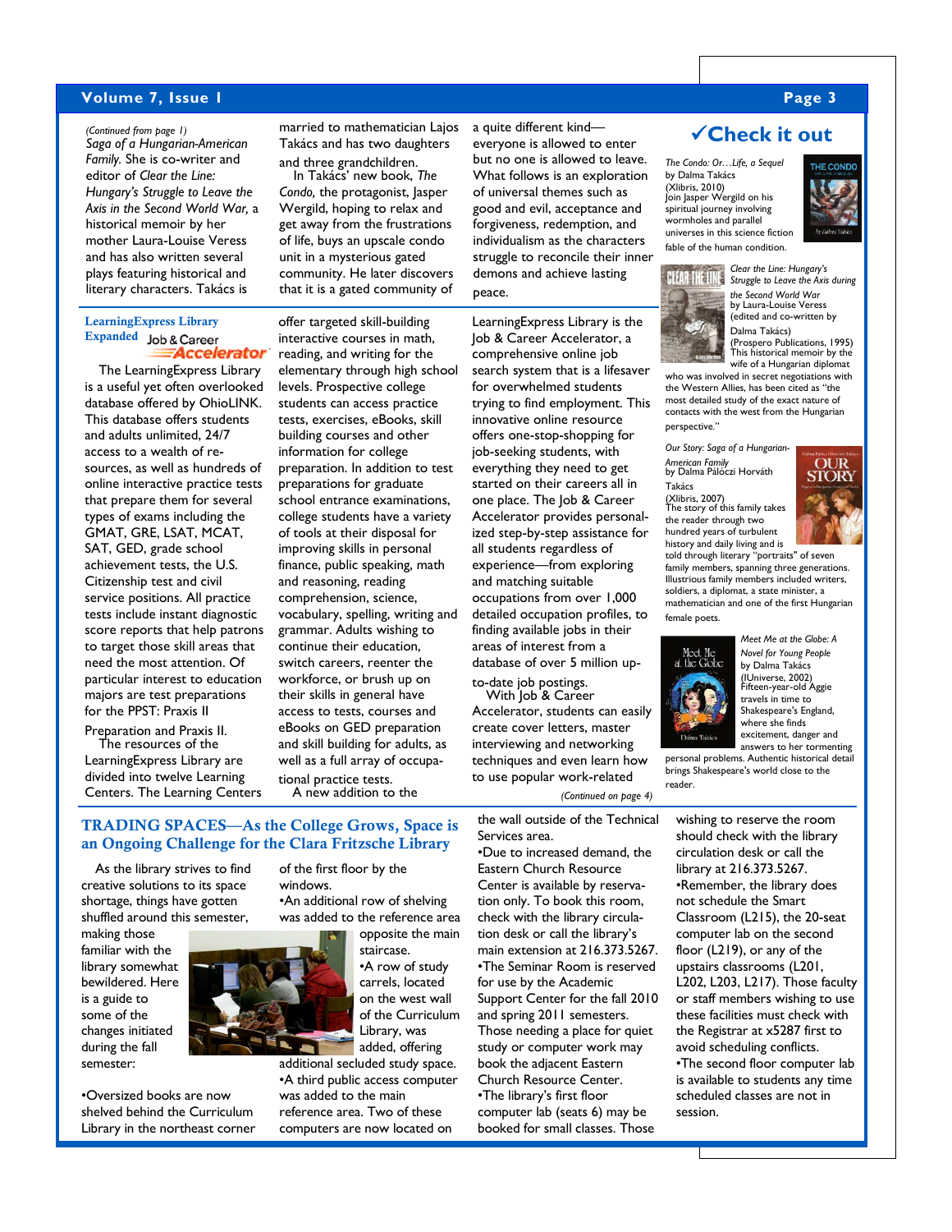*(Continued from page 1)*

*Saga of a Hungarian-American Family.* She is co-writer and editor of *Clear the Line: Hungary's Struggle to Leave the Axis in the Second World War,* a historical memoir by her mother Laura-Louise Veress and has also written several plays featuring historical and literary characters. Takács is married to mathematician Lajos Takács and has two daughters and three grandchildren.

In Takács' new book, *The Condo,* the protagonist, Jasper Wergild, hoping to relax and get away from the frustrations of life, buys an upscale condo unit in a mysterious gated community. He later discovers that it is a gated community of a quite different kind—everyone is allowed to enter but no one is allowed to leave. What follows is an exploration of universal themes such as good and evil, acceptance and forgiveness, redemption, and individualism as the characters struggle to reconcile their inner demons and achieve lasting peace.

## LearningExpress Library Expanded

Job & Career **Accelerator**

The LearningExpress Library is a useful yet often overlooked database offered by OhioLINK. This database offers students and adults unlimited, 24/7 access to a wealth of resources, as well as hundreds of online interactive practice tests that prepare them for several types of exams including the GMAT, GRE, LSAT, MCAT, SAT, GED, grade school achievement tests, the U.S. Citizenship test and civil service positions. All practice tests include instant diagnostic score reports that help patrons to target those skill areas that need the most attention. Of particular interest to education majors are test preparations for the PPST: Praxis II Preparation and Praxis II.

The resources of the LearningExpress Library are divided into twelve Learning Centers. The Learning Centers offer targeted skill-building interactive courses in math, reading, and writing for the elementary through high school levels. Prospective college students can access practice tests, exercises, eBooks, skill building courses and other information for college preparation. In addition to test preparations for graduate school entrance examinations, college students have a variety of tools at their disposal for improving skills in personal finance, public speaking, math and reasoning, reading comprehension, science, vocabulary, spelling, writing and grammar. Adults wishing to continue their education, switch careers, reenter the workforce, or brush up on their skills in general have access to tests, courses and eBooks on GED preparation and skill building for adults, as well as a full array of occupational practice tests.

A new addition to the LearningExpress Library is the Job & Career Accelerator, a comprehensive online job search system that is a lifesaver for overwhelmed students trying to find employment. This innovative online resource offers one-stop-shopping for job-seeking students, with everything they need to get started on their careers all in one place. The Job & Career Accelerator provides personalized step-by-step assistance for all students regardless of experience—from exploring and matching suitable occupations from over 1,000 detailed occupation profiles, to finding available jobs in their areas of interest from a database of over 5 million up-to-date job postings.

With Job & Career Accelerator, students can easily create cover letters, master interviewing and networking techniques and even learn how to use popular work-related

*(Continued on page 4)*

## ✓Check it out

*The Condo: Or…Life, a Sequel*
by Dalma Takács
(Xlibris, 2010)
Join Jasper Wergild on his spiritual journey involving wormholes and parallel universes in this science fiction fable of the human condition.

*Clear the Line: Hungary's Struggle to Leave the Axis during the Second World War*
by Laura-Louise Veress
(edited and co-written by Dalma Takács)
(Prospero Publications, 1995)
This historical memoir by the wife of a Hungarian diplomat who was involved in secret negotiations with the Western Allies, has been cited as "the most detailed study of the exact nature of contacts with the west from the Hungarian perspective."

*Our Story: Saga of a Hungarian-American Family*
by Dalma Pálóczi Horváth Takács
(Xlibris, 2007)
The story of this family takes the reader through two hundred years of turbulent history and daily living and is told through literary "portraits" of seven family members, spanning three generations. Illustrious family members included writers, soldiers, a diplomat, a state minister, a mathematician and one of the first Hungarian female poets.

*Meet Me at the Globe: A Novel for Young People*
by Dalma Takács
(IUniverse, 2002)
Fifteen-year-old Aggie travels in time to Shakespeare's England, where she finds excitement, danger and answers to her tormenting personal problems. Authentic historical detail brings Shakespeare's world close to the reader.

## TRADING SPACES—As the College Grows, Space is an Ongoing Challenge for the Clara Fritzsche Library

As the library strives to find creative solutions to its space shortage, things have gotten shuffled around this semester, making those familiar with the library somewhat bewildered. Here is a guide to some of the changes initiated during the fall semester:

- Oversized books are now shelved behind the Curriculum Library in the northeast corner of the first floor by the windows.
- An additional row of shelving was added to the reference area opposite the main staircase.
- A row of study carrels, located on the west wall of the Curriculum Library, was added, offering additional secluded study space.
- A third public access computer was added to the main reference area. Two of these computers are now located on the wall outside of the Technical Services area.
- Due to increased demand, the Eastern Church Resource Center is available by reservation only. To book this room, check with the library circulation desk or call the library's main extension at 216.373.5267.
- The Seminar Room is reserved for use by the Academic Support Center for the fall 2010 and spring 2011 semesters. Those needing a place for quiet study or computer work may book the adjacent Eastern Church Resource Center.
- The library's first floor computer lab (seats 6) may be booked for small classes. Those wishing to reserve the room should check with the library circulation desk or call the library at 216.373.5267.
- Remember, the library does not schedule the Smart Classroom (L215), the 20-seat computer lab on the second floor (L219), or any of the upstairs classrooms (L201, L202, L203, L217). Those faculty or staff members wishing to use these facilities must check with the Registrar at x5287 first to avoid scheduling conflicts.
- The second floor computer lab is available to students any time scheduled classes are not in session.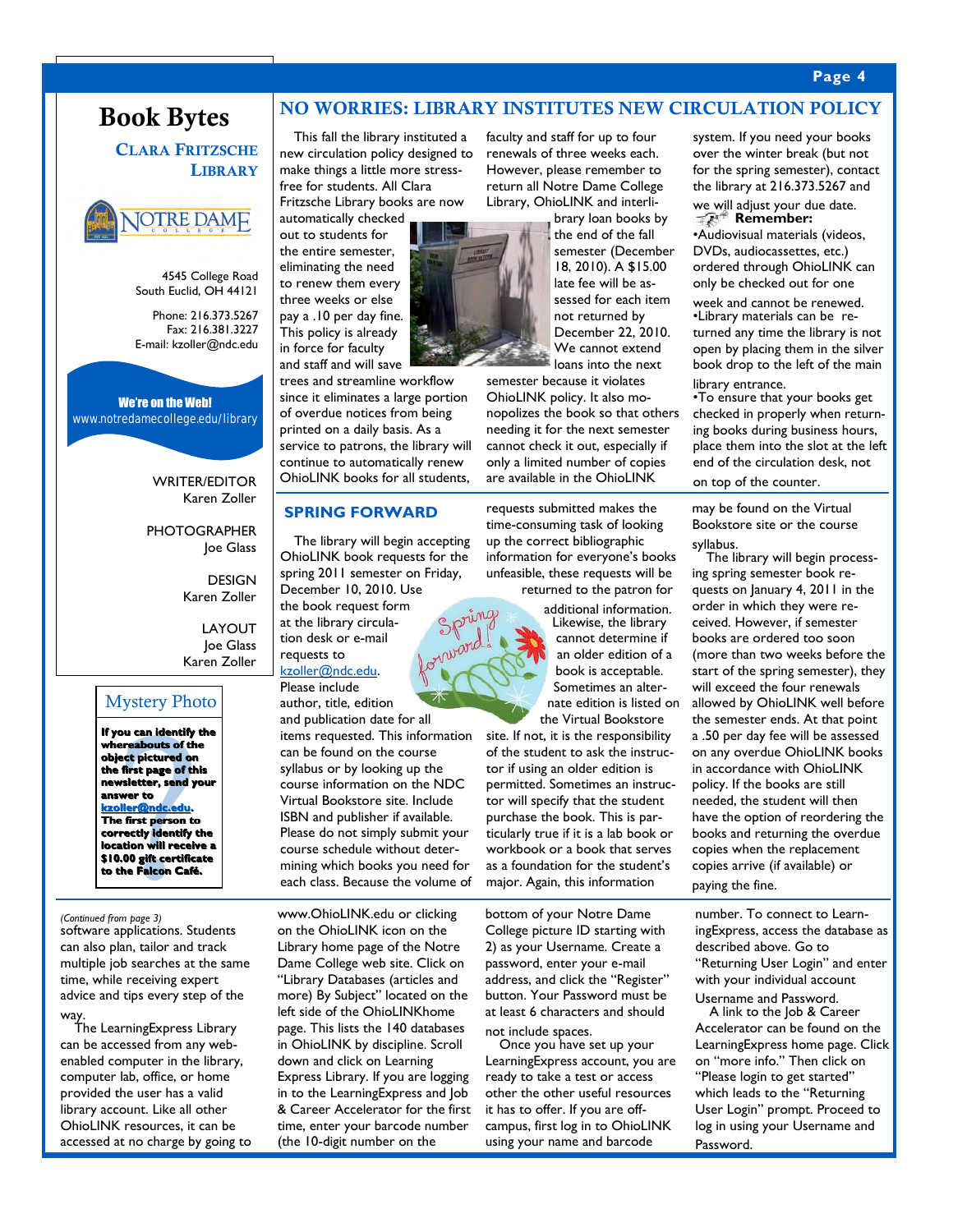# Book Bytes

**Clara Fritzsche Library**

4545 College Road
South Euclid, OH 44121

Phone: 216.373.5267
Fax: 216.381.3227
E-mail: kzoller@ndc.edu

**We're on the Web!**
www.notredamecollege.edu/library

WRITER/EDITOR
Karen Zoller

PHOTOGRAPHER
Joe Glass

DESIGN
Karen Zoller

LAYOUT
Joe Glass
Karen Zoller

## Mystery Photo

**If you can identify the whereabouts of the object pictured on the first page of this newsletter, send your answer to kzoller@ndc.edu. The first person to correctly identify the location will receive a $10.00 gift certificate to the Falcon Café.**

## NO WORRIES: LIBRARY INSTITUTES NEW CIRCULATION POLICY

This fall the library instituted a new circulation policy designed to make things a little more stress-free for students. All Clara Fritzsche Library books are now automatically checked out to students for the entire semester, eliminating the need to renew them every three weeks or else pay a .10 per day fine. This policy is already in force for faculty and staff and will save trees and streamline workflow since it eliminates a large portion of overdue notices from being printed on a daily basis. As a service to patrons, the library will continue to automatically renew OhioLINK books for all students, faculty and staff for up to four renewals of three weeks each. However, please remember to return all Notre Dame College Library, OhioLINK and interlibrary loan books by the end of the fall semester (December 18, 2010). A $15.00 late fee will be assessed for each item not returned by December 22, 2010. We cannot extend loans into the next semester because it violates OhioLINK policy. It also monopolizes the book so that others needing it for the next semester cannot check it out, especially if only a limited number of copies are available in the OhioLINK system. If you need your books over the winter break (but not for the spring semester), contact the library at 216.373.5267 and we will adjust your due date.

**Remember:**

- Audiovisual materials (videos, DVDs, audiocassettes, etc.) ordered through OhioLINK can only be checked out for one week and cannot be renewed.
- Library materials can be returned any time the library is not open by placing them in the silver book drop to the left of the main library entrance.
- To ensure that your books get checked in properly when returning books during business hours, place them into the slot at the left end of the circulation desk, not on top of the counter.

## SPRING FORWARD

The library will begin accepting OhioLINK book requests for the spring 2011 semester on Friday, December 10, 2010. Use the book request form at the library circulation desk or e-mail requests to kzoller@ndc.edu. Please include author, title, edition and publication date for all items requested. This information can be found on the course syllabus or by looking up the course information on the NDC Virtual Bookstore site. Include ISBN and publisher if available. Please do not simply submit your course schedule without determining which books you need for each class. Because the volume of requests submitted makes the time-consuming task of looking up the correct bibliographic information for everyone's books unfeasible, these requests will be returned to the patron for additional information. Likewise, the library cannot determine if an older edition of a book is acceptable. Sometimes an alternate edition is listed on the Virtual Bookstore site. If not, it is the responsibility of the student to ask the instructor if using an older edition is permitted. Sometimes an instructor will specify that the student purchase the book. This is particularly true if it is a lab book or workbook or a book that serves as a foundation for the student's major. Again, this information may be found on the Virtual Bookstore site or the course syllabus.

The library will begin processing spring semester book requests on January 4, 2011 in the order in which they were received. However, if semester books are ordered too soon (more than two weeks before the start of the spring semester), they will exceed the four renewals allowed by OhioLINK well before the semester ends. At that point a .50 per day fee will be assessed on any overdue OhioLINK books in accordance with OhioLINK policy. If the books are still needed, the student will then have the option of reordering the books and returning the overdue copies when the replacement copies arrive (if available) or paying the fine.

*(Continued from page 3)*

software applications. Students can also plan, tailor and track multiple job searches at the same time, while receiving expert advice and tips every step of the way.

The LearningExpress Library can be accessed from any web-enabled computer in the library, computer lab, office, or home provided the user has a valid library account. Like all other OhioLINK resources, it can be accessed at no charge by going to www.OhioLINK.edu or clicking on the OhioLINK icon on the Library home page of the Notre Dame College web site. Click on "Library Databases (articles and more) By Subject" located on the left side of the OhioLINKhome page. This lists the 140 databases in OhioLINK by discipline. Scroll down and click on Learning Express Library. If you are logging in to the LearningExpress and Job & Career Accelerator for the first time, enter your barcode number (the 10-digit number on the bottom of your Notre Dame College picture ID starting with 2) as your Username. Create a password, enter your e-mail address, and click the "Register" button. Your Password must be at least 6 characters and should not include spaces.

Once you have set up your LearningExpress account, you are ready to take a test or access other the other useful resources it has to offer. If you are off-campus, first log in to OhioLINK using your name and barcode number. To connect to LearningExpress, access the database as described above. Go to "Returning User Login" and enter with your individual account Username and Password.

A link to the Job & Career Accelerator can be found on the LearningExpress home page. Click on "more info." Then click on "Please login to get started" which leads to the "Returning User Login" prompt. Proceed to log in using your Username and Password.